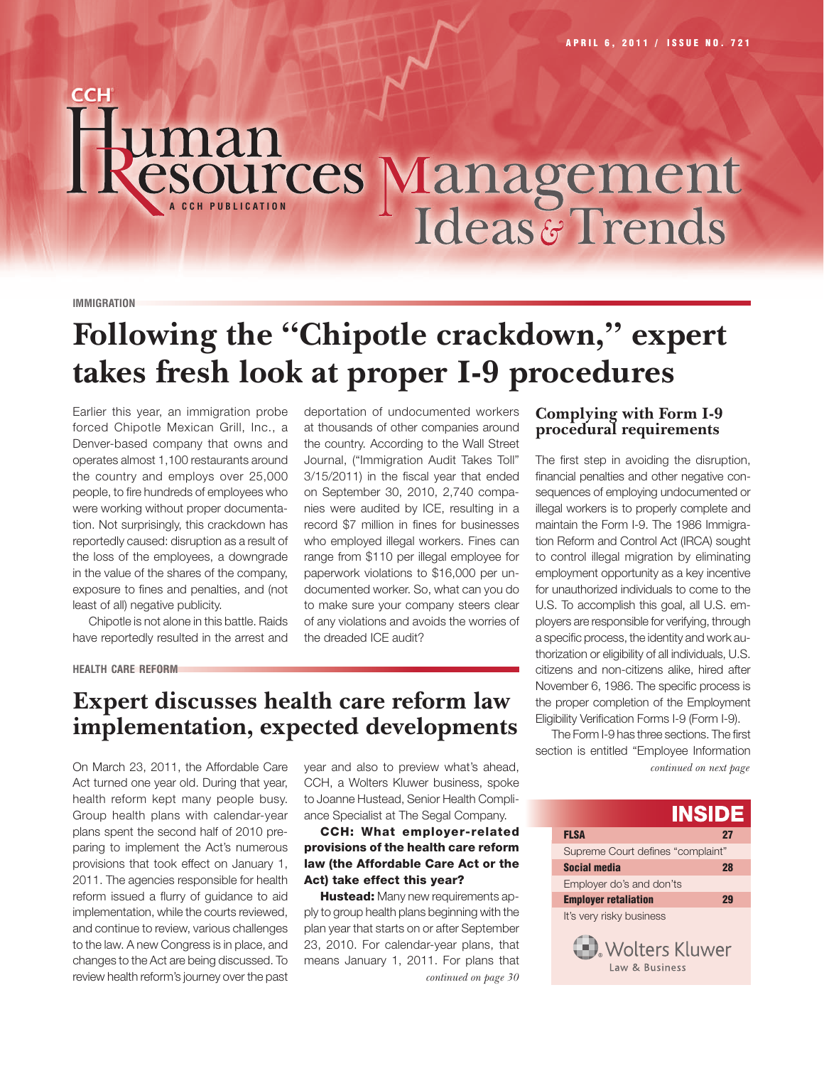APRIL 6, 2011 / ISSUE NO. 721

CCH

# Human Resources Management Ideas & Trends

A CCH PUBLICATION

IMMIGRATION

## Following the "Chipotle crackdown," expert takes fresh look at proper I-9 procedures

Earlier this year, an immigration probe forced Chipotle Mexican Grill, Inc., a Denver-based company that owns and operates almost 1,100 restaurants around the country and employs over 25,000 people, to fire hundreds of employees who were working without proper documentation. Not surprisingly, this crackdown has reportedly caused: disruption as a result of the loss of the employees, a downgrade in the value of the shares of the company, exposure to fines and penalties, and (not least of all) negative publicity.

Chipotle is not alone in this battle. Raids have reportedly resulted in the arrest and deportation of undocumented workers at thousands of other companies around the country. According to the Wall Street Journal, ("Immigration Audit Takes Toll" 3/15/2011) in the fiscal year that ended on September 30, 2010, 2,740 companies were audited by ICE, resulting in a record $7 million in fines for businesses who employed illegal workers. Fines can range from $110 per illegal employee for paperwork violations to $16,000 per undocumented worker. So, what can you do to make sure your company steers clear of any violations and avoids the worries of the dreaded ICE audit?

### Complying with Form I-9 procedural requirements

The first step in avoiding the disruption, financial penalties and other negative consequences of employing undocumented or illegal workers is to properly complete and maintain the Form I-9. The 1986 Immigration Reform and Control Act (IRCA) sought to control illegal migration by eliminating employment opportunity as a key incentive for unauthorized individuals to come to the U.S. To accomplish this goal, all U.S. employers are responsible for verifying, through a specific process, the identity and work authorization or eligibility of all individuals, U.S. citizens and non-citizens alike, hired after November 6, 1986. The specific process is the proper completion of the Employment Eligibility Verification Forms I-9 (Form I-9).

The Form I-9 has three sections. The first section is entitled "Employee Information

*continued on next page*

HEALTH CARE REFORM

## Expert discusses health care reform law implementation, expected developments

On March 23, 2011, the Affordable Care Act turned one year old. During that year, health reform kept many people busy. Group health plans with calendar-year plans spent the second half of 2010 preparing to implement the Act's numerous provisions that took effect on January 1, 2011. The agencies responsible for health reform issued a flurry of guidance to aid implementation, while the courts reviewed, and continue to review, various challenges to the law. A new Congress is in place, and changes to the Act are being discussed. To review health reform's journey over the past year and also to preview what's ahead, CCH, a Wolters Kluwer business, spoke to Joanne Hustead, Senior Health Compliance Specialist at The Segal Company.

**CCH: What employer-related provisions of the health care reform law (the Affordable Care Act or the Act) take effect this year?**

**Hustead:** Many new requirements apply to group health plans beginning with the plan year that starts on or after September 23, 2010. For calendar-year plans, that means January 1, 2011. For plans that

*continued on page 30*

## INSIDE

| | |
|---|---|
| **FLSA** | **27** |
| Supreme Court defines "complaint" | |
| **Social media** | **28** |
| Employer do's and don'ts | |
| **Employer retaliation** | **29** |
| It's very risky business | |

Wolters Kluwer Law & Business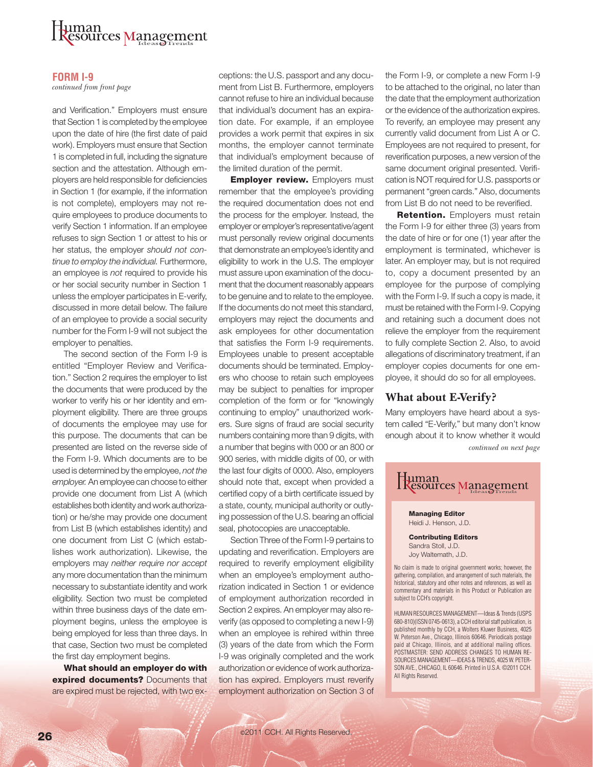## FORM I-9

*continued from front page*

and Verification." Employers must ensure that Section 1 is completed by the employee upon the date of hire (the first date of paid work). Employers must ensure that Section 1 is completed in full, including the signature section and the attestation. Although employers are held responsible for deficiencies in Section 1 (for example, if the information is not complete), employers may not require employees to produce documents to verify Section 1 information. If an employee refuses to sign Section 1 or attest to his or her status, the employer *should not continue to employ the individual.* Furthermore, an employee is *not* required to provide his or her social security number in Section 1 unless the employer participates in E-verify, discussed in more detail below. The failure of an employee to provide a social security number for the Form I-9 will not subject the employer to penalties.

The second section of the Form I-9 is entitled "Employer Review and Verification." Section 2 requires the employer to list the documents that were produced by the worker to verify his or her identity and employment eligibility. There are three groups of documents the employee may use for this purpose. The documents that can be presented are listed on the reverse side of the Form I-9. Which documents are to be used is determined by the employee, *not the employer.* An employee can choose to either provide one document from List A (which establishes both identity and work authorization) or he/she may provide one document from List B (which establishes identity) and one document from List C (which establishes work authorization). Likewise, the employers may *neither require nor accept* any more documentation than the minimum necessary to substantiate identity and work eligibility. Section two must be completed within three business days of the date employment begins, unless the employee is being employed for less than three days. In that case, Section two must be completed the first day employment begins.

**What should an employer do with expired documents?** Documents that are expired must be rejected, with two exceptions: the U.S. passport and any document from List B. Furthermore, employers cannot refuse to hire an individual because that individual's document has an expiration date. For example, if an employee provides a work permit that expires in six months, the employer cannot terminate that individual's employment because of the limited duration of the permit.

**Employer review.** Employers must remember that the employee's providing the required documentation does not end the process for the employer. Instead, the employer or employer's representative/agent must personally review original documents that demonstrate an employee's identity and eligibility to work in the U.S. The employer must assure upon examination of the document that the document reasonably appears to be genuine and to relate to the employee. If the documents do not meet this standard, employers may reject the documents and ask employees for other documentation that satisfies the Form I-9 requirements. Employees unable to present acceptable documents should be terminated. Employers who choose to retain such employees may be subject to penalties for improper completion of the form or for "knowingly continuing to employ" unauthorized workers. Sure signs of fraud are social security numbers containing more than 9 digits, with a number that begins with 000 or an 800 or 900 series, with middle digits of 00, or with the last four digits of 0000. Also, employers should note that, except when provided a certified copy of a birth certificate issued by a state, county, municipal authority or outlying possession of the U.S. bearing an official seal, photocopies are unacceptable.

Section Three of the Form I-9 pertains to updating and reverification. Employers are required to reverify employment eligibility when an employee's employment authorization indicated in Section 1 or evidence of employment authorization recorded in Section 2 expires. An employer may also reverify (as opposed to completing a new I-9) when an employee is rehired within three (3) years of the date from which the Form I-9 was originally completed and the work authorization or evidence of work authorization has expired. Employers must reverify employment authorization on Section 3 of the Form I-9, or complete a new Form I-9 to be attached to the original, no later than the date that the employment authorization or the evidence of the authorization expires. To reverify, an employee may present any currently valid document from List A or C. Employees are not required to present, for reverification purposes, a new version of the same document original presented. Verification is NOT required for U.S. passports or permanent "green cards." Also, documents from List B do not need to be reverified.

**Retention.** Employers must retain the Form I-9 for either three (3) years from the date of hire or for one (1) year after the employment is terminated, whichever is later. An employer may, but is not required to, copy a document presented by an employee for the purpose of complying with the Form I-9. If such a copy is made, it must be retained with the Form I-9. Copying and retaining such a document does not relieve the employer from the requirement to fully complete Section 2. Also, to avoid allegations of discriminatory treatment, if an employer copies documents for one employee, it should do so for all employees.

### What about E-Verify?

Many employers have heard about a system called "E-Verify," but many don't know enough about it to know whether it would

*continued on next page*

---

**Human Resources Management** Ideas & Trends

**Managing Editor**
Heidi J. Henson, J.D.

**Contributing Editors**
Sandra Stoll, J.D.
Joy Waltemath, J.D.

No claim is made to original government works; however, the gathering, compilation, and arrangement of such materials, the historical, statutory and other notes and references, as well as commentary and materials in this Product or Publication are subject to CCH's copyright.

HUMAN RESOURCES MANAGEMENT—Ideas & Trends (USPS 680-810)(ISSN 0745-0613), a CCH editorial staff publication, is published monthly by CCH, a Wolters Kluwer Business, 4025 W. Peterson Ave., Chicago, Illinois 60646. Periodicals postage paid at Chicago, Illinois, and at additional mailing offices. POSTMASTER: SEND ADDRESS CHANGES TO HUMAN RESOURCES MANAGEMENT—IDEAS & TRENDS, 4025 W. PETERSON AVE., CHICAGO, IL 60646. Printed in U.S.A. ©2011 CCH. All Rights Reserved.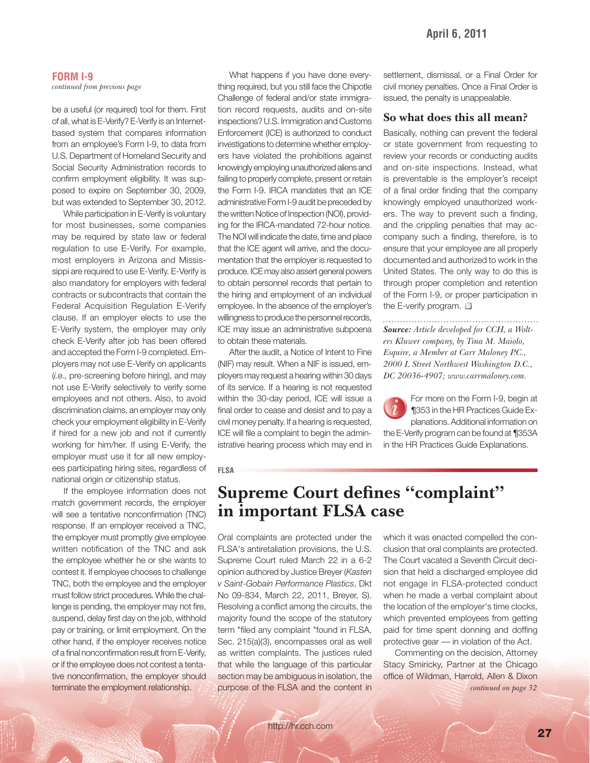## FORM I-9

*continued from previous page*

be a useful (or required) tool for them. First of all, what is E-Verify? E-Verify is an Internet-based system that compares information from an employee's Form I-9, to data from U.S. Department of Homeland Security and Social Security Administration records to confirm employment eligibility. It was supposed to expire on September 30, 2009, but was extended to September 30, 2012.

While participation in E-Verify is voluntary for most businesses, some companies may be required by state law or federal regulation to use E-Verify. For example, most employers in Arizona and Mississippi are required to use E-Verify. E-Verify is also mandatory for employers with federal contracts or subcontracts that contain the Federal Acquisition Regulation E-Verify clause. If an employer elects to use the E-Verify system, the employer may only check E-Verify after job has been offered and accepted the Form I-9 completed. Employers may not use E-Verify on applicants (*i.e.,* pre-screening before hiring), and may not use E-Verify selectively to verify some employees and not others. Also, to avoid discrimination claims, an employer may only check your employment eligibility in E-Verify if hired for a new job and not if currently working for him/her. If using E-Verify, the employer must use it for all new employees participating hiring sites, regardless of national origin or citizenship status.

If the employee information does not match government records, the employer will see a tentative nonconfirmation (TNC) response. If an employer received a TNC, the employer must promptly give employee written notification of the TNC and ask the employee whether he or she wants to contest it. If employee chooses to challenge TNC, both the employee and the employer must follow strict procedures. While the challenge is pending, the employer may not fire, suspend, delay first day on the job, withhold pay or training, or limit employment. On the other hand, if the employer receives notice of a final nonconfirmation result from E-Verify, or if the employee does not contest a tentative nonconfirmation, the employer should terminate the employment relationship.

What happens if you have done everything required, but you still face the Chipotle Challenge of federal and/or state immigration record requests, audits and on-site inspections? U.S. Immigration and Customs Enforcement (ICE) is authorized to conduct investigations to determine whether employers have violated the prohibitions against knowingly employing unauthorized aliens and failing to properly complete, present or retain the Form I-9. IRCA mandates that an ICE administrative Form I-9 audit be preceded by the written Notice of Inspection (NOI), providing for the IRCA-mandated 72-hour notice. The NOI will indicate the date, time and place that the ICE agent will arrive, and the documentation that the employer is requested to produce. ICE may also assert general powers to obtain personnel records that pertain to the hiring and employment of an individual employee. In the absence of the employer's willingness to produce the personnel records, ICE may issue an administrative subpoena to obtain these materials.

After the audit, a Notice of Intent to Fine (NIF) may result. When a NIF is issued, employers may request a hearing within 30 days of its service. If a hearing is not requested within the 30-day period, ICE will issue a final order to cease and desist and to pay a civil money penalty. If a hearing is requested, ICE will file a complaint to begin the administrative hearing process which may end in settlement, dismissal, or a Final Order for civil money penalties. Once a Final Order is issued, the penalty is unappealable.

### So what does this all mean?

Basically, nothing can prevent the federal or state government from requesting to review your records or conducting audits and on-site inspections. Instead, what is preventable is the employer's receipt of a final order finding that the company knowingly employed unauthorized workers. The way to prevent such a finding, and the crippling penalties that may accompany such a finding, therefore, is to ensure that your employee are all properly documented and authorized to work in the United States. The only way to do this is through proper completion and retention of the Form I-9, or proper participation in the E-verify program. ❑

***Source:*** *Article developed for CCH, a Wolters Kluwer company, by Tina M. Maiolo, Esquire, a Member at Carr Maloney P.C., 2000 L Street Northwest Washington D.C., DC 20036-4907; www.carrmaloney.com.*

For more on the Form I-9, begin at ¶353 in the HR Practices Guide Explanations. Additional information on the E-Verify program can be found at ¶353A in the HR Practices Guide Explanations.

FLSA

# Supreme Court defines "complaint" in important FLSA case

Oral complaints are protected under the FLSA's antiretaliation provisions, the U.S. Supreme Court ruled March 22 in a 6-2 opinion authored by Justice Breyer (*Kasten v Saint-Gobain Performance Plastics*, Dkt No 09-834, March 22, 2011, Breyer, S). Resolving a conflict among the circuits, the majority found the scope of the statutory term "filed any complaint "found in FLSA, Sec. 215(a)(3), encompasses oral as well as written complaints. The justices ruled that while the language of this particular section may be ambiguous in isolation, the purpose of the FLSA and the content in which it was enacted compelled the conclusion that oral complaints are protected. The Court vacated a Seventh Circuit decision that held a discharged employee did not engage in FLSA-protected conduct when he made a verbal complaint about the location of the employer's time clocks, which prevented employees from getting paid for time spent donning and doffing protective gear — in violation of the Act.

Commenting on the decision, Attorney Stacy Smiricky, Partner at the Chicago office of Wildman, Harrold, Allen & Dixon

*continued on page 32*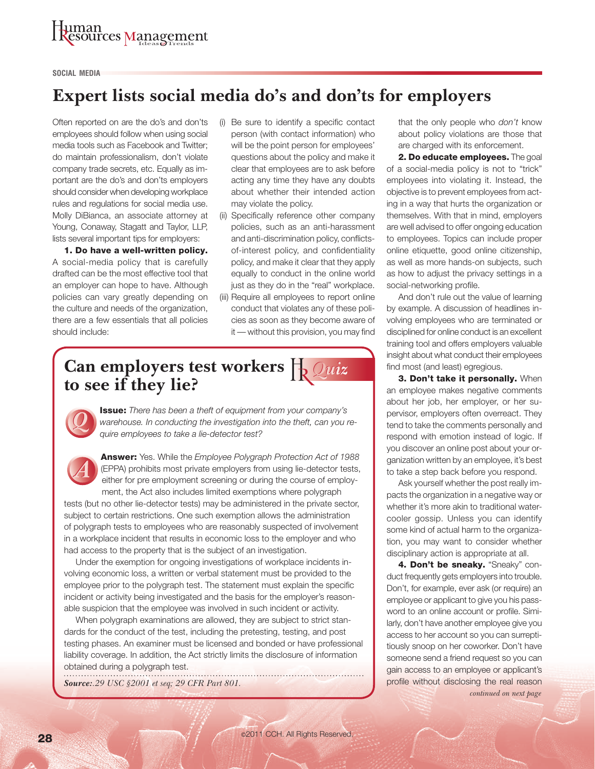SOCIAL MEDIA

# Expert lists social media do's and don'ts for employers

Often reported on are the do's and don'ts employees should follow when using social media tools such as Facebook and Twitter; do maintain professionalism, don't violate company trade secrets, etc. Equally as important are the do's and don'ts employers should consider when developing workplace rules and regulations for social media use. Molly DiBianca, an associate attorney at Young, Conaway, Stagatt and Taylor, LLP, lists several important tips for employers:

**1. Do have a well-written policy.** A social-media policy that is carefully drafted can be the most effective tool that an employer can hope to have. Although policies can vary greatly depending on the culture and needs of the organization, there are a few essentials that all policies should include:

(i) Be sure to identify a specific contact person (with contact information) who will be the point person for employees' questions about the policy and make it clear that employees are to ask before acting any time they have any doubts about whether their intended action may violate the policy.

(ii) Specifically reference other company policies, such as an anti-harassment and anti-discrimination policy, conflicts-of-interest policy, and confidentiality policy, and make it clear that they apply equally to conduct in the online world just as they do in the "real" workplace.

(iii) Require all employees to report online conduct that violates any of these policies as soon as they become aware of it — without this provision, you may find that the only people who *don't* know about policy violations are those that are charged with its enforcement.

**2. Do educate employees.** The goal of a social-media policy is not to "trick" employees into violating it. Instead, the objective is to prevent employees from acting in a way that hurts the organization or themselves. With that in mind, employers are well advised to offer ongoing education to employees. Topics can include proper online etiquette, good online citizenship, as well as more hands-on subjects, such as how to adjust the privacy settings in a social-networking profile.

And don't rule out the value of learning by example. A discussion of headlines involving employees who are terminated or disciplined for online conduct is an excellent training tool and offers employers valuable insight about what conduct their employees find most (and least) egregious.

**3. Don't take it personally.** When an employee makes negative comments about her job, her employer, or her supervisor, employers often overreact. They tend to take the comments personally and respond with emotion instead of logic. If you discover an online post about your organization written by an employee, it's best to take a step back before you respond.

Ask yourself whether the post really impacts the organization in a negative way or whether it's more akin to traditional water-cooler gossip. Unless you can identify some kind of actual harm to the organization, you may want to consider whether disciplinary action is appropriate at all.

**4. Don't be sneaky.** "Sneaky" conduct frequently gets employers into trouble. Don't, for example, ever ask (or require) an employee or applicant to give you his password to an online account or profile. Similarly, don't have another employee give you access to her account so you can surreptitiously snoop on her coworker. Don't have someone send a friend request so you can gain access to an employee or applicant's profile without disclosing the real reason

*continued on next page*

## Can employers test workers to see if they lie?

HR *Quiz*

**Issue:** *There has been a theft of equipment from your company's warehouse. In conducting the investigation into the theft, can you require employees to take a lie-detector test?*

**Answer:** Yes. While the *Employee Polygraph Protection Act of 1988* (EPPA) prohibits most private employers from using lie-detector tests, either for pre employment screening or during the course of employment, the Act also includes limited exemptions where polygraph tests (but no other lie-detector tests) may be administered in the private sector, subject to certain restrictions. One such exemption allows the administration of polygraph tests to employees who are reasonably suspected of involvement in a workplace incident that results in economic loss to the employer and who had access to the property that is the subject of an investigation.

Under the exemption for ongoing investigations of workplace incidents involving economic loss, a written or verbal statement must be provided to the employee prior to the polygraph test. The statement must explain the specific incident or activity being investigated and the basis for the employer's reasonable suspicion that the employee was involved in such incident or activity.

When polygraph examinations are allowed, they are subject to strict standards for the conduct of the test, including the pretesting, testing, and post testing phases. An examiner must be licensed and bonded or have professional liability coverage. In addition, the Act strictly limits the disclosure of information obtained during a polygraph test.

***Source:*** *.29 USC §2001 et seq; 29 CFR Part 801.*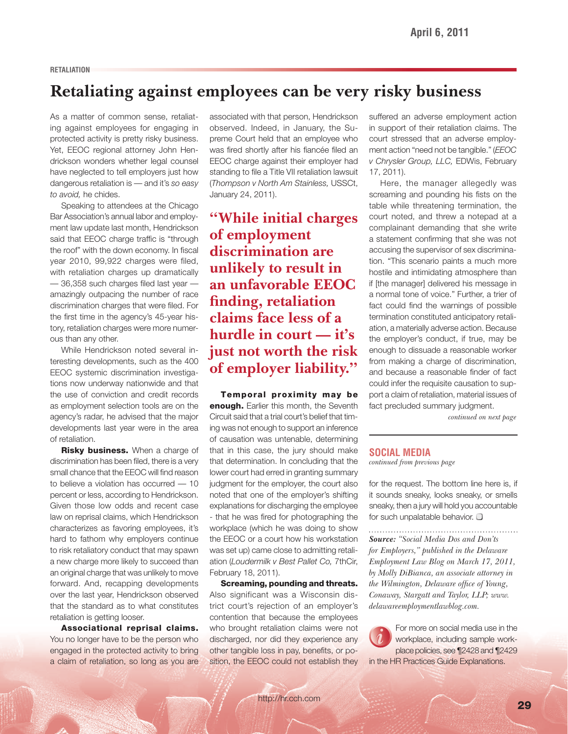RETALIATION

# Retaliating against employees can be very risky business

As a matter of common sense, retaliating against employees for engaging in protected activity is pretty risky business. Yet, EEOC regional attorney John Hendrickson wonders whether legal counsel have neglected to tell employers just how dangerous retaliation is — and it's *so easy to avoid,* he chides.

Speaking to attendees at the Chicago Bar Association's annual labor and employment law update last month, Hendrickson said that EEOC charge traffic is "through the roof" with the down economy. In fiscal year 2010, 99,922 charges were filed, with retaliation charges up dramatically — 36,358 such charges filed last year — amazingly outpacing the number of race discrimination charges that were filed. For the first time in the agency's 45-year history, retaliation charges were more numerous than any other.

While Hendrickson noted several interesting developments, such as the 400 EEOC systemic discrimination investigations now underway nationwide and that the use of conviction and credit records as employment selection tools are on the agency's radar, he advised that the major developments last year were in the area of retaliation.

**Risky business.** When a charge of discrimination has been filed, there is a very small chance that the EEOC will find reason to believe a violation has occurred — 10 percent or less, according to Hendrickson. Given those low odds and recent case law on reprisal claims, which Hendrickson characterizes as favoring employees, it's hard to fathom why employers continue to risk retaliatory conduct that may spawn a new charge more likely to succeed than an original charge that was unlikely to move forward. And, recapping developments over the last year, Hendrickson observed that the standard as to what constitutes retaliation is getting looser.

**Associational reprisal claims.** You no longer have to be the person who engaged in the protected activity to bring a claim of retaliation, so long as you are associated with that person, Hendrickson observed. Indeed, in January, the Supreme Court held that an employee who was fired shortly after his fiancée filed an EEOC charge against their employer had standing to file a Title VII retaliation lawsuit (*Thompson v North Am Stainless,* USSCt, January 24, 2011).

> **"While initial charges of employment discrimination are unlikely to result in an unfavorable EEOC finding, retaliation claims face less of a hurdle in court — it's just not worth the risk of employer liability."**

**Temporal proximity may be enough.** Earlier this month, the Seventh Circuit said that a trial court's belief that timing was not enough to support an inference of causation was untenable, determining that in this case, the jury should make that determination. In concluding that the lower court had erred in granting summary judgment for the employer, the court also noted that one of the employer's shifting explanations for discharging the employee - that he was fired for photographing the workplace (which he was doing to show the EEOC or a court how his workstation was set up) came close to admitting retaliation (*Loudermilk v Best Pallet Co,* 7thCir, February 18, 2011).

**Screaming, pounding and threats.** Also significant was a Wisconsin district court's rejection of an employer's contention that because the employees who brought retaliation claims were not discharged, nor did they experience any other tangible loss in pay, benefits, or position, the EEOC could not establish they suffered an adverse employment action in support of their retaliation claims. The court stressed that an adverse employment action "need not be tangible." (*EEOC v Chrysler Group, LLC,* EDWis, February 17, 2011).

Here, the manager allegedly was screaming and pounding his fists on the table while threatening termination, the court noted, and threw a notepad at a complainant demanding that she write a statement confirming that she was not accusing the supervisor of sex discrimination. "This scenario paints a much more hostile and intimidating atmosphere than if [the manager] delivered his message in a normal tone of voice." Further, a trier of fact could find the warnings of possible termination constituted anticipatory retaliation, a materially adverse action. Because the employer's conduct, if true, may be enough to dissuade a reasonable worker from making a charge of discrimination, and because a reasonable finder of fact could infer the requisite causation to support a claim of retaliation, material issues of fact precluded summary judgment.

*continued on next page*

## SOCIAL MEDIA

*continued from previous page*

for the request. The bottom line here is, if it sounds sneaky, looks sneaky, or smells sneaky, then a jury will hold you accountable for such unpalatable behavior. ❑

***Source:*** *"Social Media Dos and Don'ts for Employers," published in the Delaware Employment Law Blog on March 17, 2011, by Molly DiBianca, an associate attorney in the Wilmington, Delaware office of Young, Conaway, Stargatt and Taylor, LLP; www.delawareemploymentlawblog.com.*

For more on social media use in the workplace, including sample workplace policies, see ¶2428 and ¶2429 in the HR Practices Guide Explanations.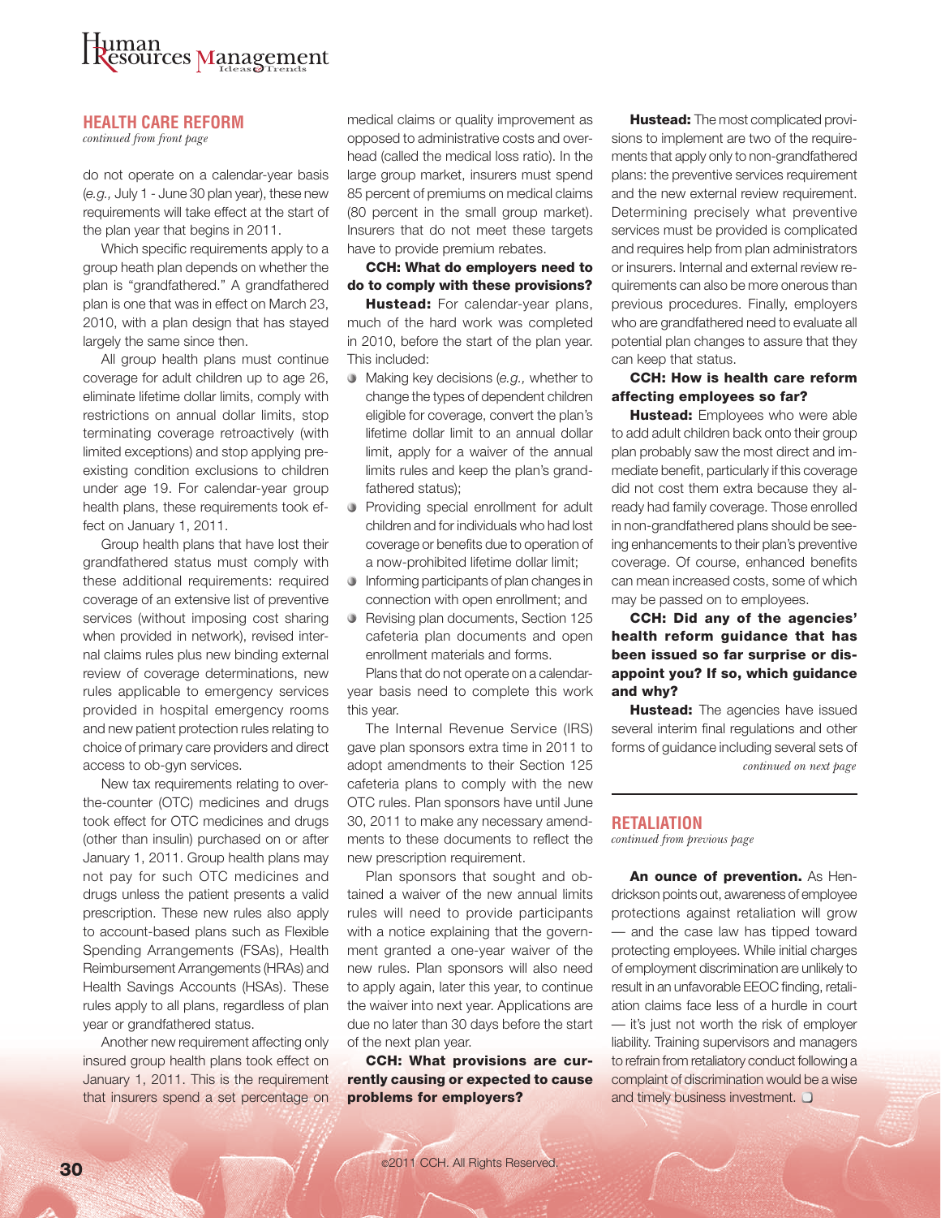## HEALTH CARE REFORM

*continued from front page*

do not operate on a calendar-year basis (*e.g.,* July 1 - June 30 plan year), these new requirements will take effect at the start of the plan year that begins in 2011.

Which specific requirements apply to a group heath plan depends on whether the plan is "grandfathered." A grandfathered plan is one that was in effect on March 23, 2010, with a plan design that has stayed largely the same since then.

All group health plans must continue coverage for adult children up to age 26, eliminate lifetime dollar limits, comply with restrictions on annual dollar limits, stop terminating coverage retroactively (with limited exceptions) and stop applying pre-existing condition exclusions to children under age 19. For calendar-year group health plans, these requirements took effect on January 1, 2011.

Group health plans that have lost their grandfathered status must comply with these additional requirements: required coverage of an extensive list of preventive services (without imposing cost sharing when provided in network), revised internal claims rules plus new binding external review of coverage determinations, new rules applicable to emergency services provided in hospital emergency rooms and new patient protection rules relating to choice of primary care providers and direct access to ob-gyn services.

New tax requirements relating to over-the-counter (OTC) medicines and drugs took effect for OTC medicines and drugs (other than insulin) purchased on or after January 1, 2011. Group health plans may not pay for such OTC medicines and drugs unless the patient presents a valid prescription. These new rules also apply to account-based plans such as Flexible Spending Arrangements (FSAs), Health Reimbursement Arrangements (HRAs) and Health Savings Accounts (HSAs). These rules apply to all plans, regardless of plan year or grandfathered status.

Another new requirement affecting only insured group health plans took effect on January 1, 2011. This is the requirement that insurers spend a set percentage on medical claims or quality improvement as opposed to administrative costs and overhead (called the medical loss ratio). In the large group market, insurers must spend 85 percent of premiums on medical claims (80 percent in the small group market). Insurers that do not meet these targets have to provide premium rebates.

**CCH: What do employers need to do to comply with these provisions?**

**Hustead:** For calendar-year plans, much of the hard work was completed in 2010, before the start of the plan year. This included:

- Making key decisions (*e.g.,* whether to change the types of dependent children eligible for coverage, convert the plan's lifetime dollar limit to an annual dollar limit, apply for a waiver of the annual limits rules and keep the plan's grandfathered status);
- Providing special enrollment for adult children and for individuals who had lost coverage or benefits due to operation of a now-prohibited lifetime dollar limit;
- Informing participants of plan changes in connection with open enrollment; and
- Revising plan documents, Section 125 cafeteria plan documents and open enrollment materials and forms.

Plans that do not operate on a calendar-year basis need to complete this work this year.

The Internal Revenue Service (IRS) gave plan sponsors extra time in 2011 to adopt amendments to their Section 125 cafeteria plans to comply with the new OTC rules. Plan sponsors have until June 30, 2011 to make any necessary amendments to these documents to reflect the new prescription requirement.

Plan sponsors that sought and obtained a waiver of the new annual limits rules will need to provide participants with a notice explaining that the government granted a one-year waiver of the new rules. Plan sponsors will also need to apply again, later this year, to continue the waiver into next year. Applications are due no later than 30 days before the start of the next plan year.

**CCH: What provisions are currently causing or expected to cause problems for employers?**

**Hustead:** The most complicated provisions to implement are two of the requirements that apply only to non-grandfathered plans: the preventive services requirement and the new external review requirement. Determining precisely what preventive services must be provided is complicated and requires help from plan administrators or insurers. Internal and external review requirements can also be more onerous than previous procedures. Finally, employers who are grandfathered need to evaluate all potential plan changes to assure that they can keep that status.

**CCH: How is health care reform affecting employees so far?**

**Hustead:** Employees who were able to add adult children back onto their group plan probably saw the most direct and immediate benefit, particularly if this coverage did not cost them extra because they already had family coverage. Those enrolled in non-grandfathered plans should be seeing enhancements to their plan's preventive coverage. Of course, enhanced benefits can mean increased costs, some of which may be passed on to employees.

**CCH: Did any of the agencies' health reform guidance that has been issued so far surprise or disappoint you? If so, which guidance and why?**

**Hustead:** The agencies have issued several interim final regulations and other forms of guidance including several sets of

*continued on next page*

## RETALIATION

*continued from previous page*

**An ounce of prevention.** As Hendrickson points out, awareness of employee protections against retaliation will grow — and the case law has tipped toward protecting employees. While initial charges of employment discrimination are unlikely to result in an unfavorable EEOC finding, retaliation claims face less of a hurdle in court — it's just not worth the risk of employer liability. Training supervisors and managers to refrain from retaliatory conduct following a complaint of discrimination would be a wise and timely business investment. ❑

©2011 CCH. All Rights Reserved.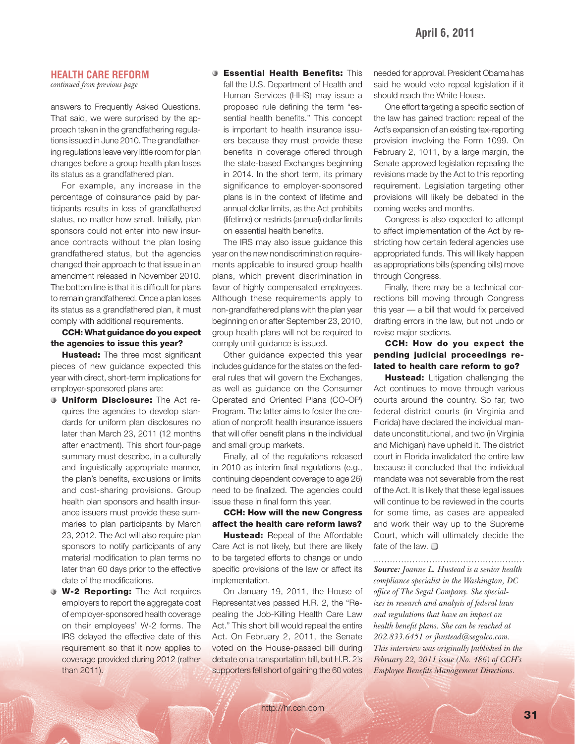## HEALTH CARE REFORM

*continued from previous page*

answers to Frequently Asked Questions. That said, we were surprised by the approach taken in the grandfathering regulations issued in June 2010. The grandfathering regulations leave very little room for plan changes before a group health plan loses its status as a grandfathered plan.

For example, any increase in the percentage of coinsurance paid by participants results in loss of grandfathered status, no matter how small. Initially, plan sponsors could not enter into new insurance contracts without the plan losing grandfathered status, but the agencies changed their approach to that issue in an amendment released in November 2010. The bottom line is that it is difficult for plans to remain grandfathered. Once a plan loses its status as a grandfathered plan, it must comply with additional requirements.

**CCH: What guidance do you expect the agencies to issue this year?**

**Hustead:** The three most significant pieces of new guidance expected this year with direct, short-term implications for employer-sponsored plans are:

- **Uniform Disclosure:** The Act requires the agencies to develop standards for uniform plan disclosures no later than March 23, 2011 (12 months after enactment). This short four-page summary must describe, in a culturally and linguistically appropriate manner, the plan's benefits, exclusions or limits and cost-sharing provisions. Group health plan sponsors and health insurance issuers must provide these summaries to plan participants by March 23, 2012. The Act will also require plan sponsors to notify participants of any material modification to plan terms no later than 60 days prior to the effective date of the modifications.
- **W-2 Reporting:** The Act requires employers to report the aggregate cost of employer-sponsored health coverage on their employees' W-2 forms. The IRS delayed the effective date of this requirement so that it now applies to coverage provided during 2012 (rather than 2011).
- **Essential Health Benefits:** This fall the U.S. Department of Health and Human Services (HHS) may issue a proposed rule defining the term "essential health benefits." This concept is important to health insurance issuers because they must provide these benefits in coverage offered through the state-based Exchanges beginning in 2014. In the short term, its primary significance to employer-sponsored plans is in the context of lifetime and annual dollar limits, as the Act prohibits (lifetime) or restricts (annual) dollar limits on essential health benefits.

The IRS may also issue guidance this year on the new nondiscrimination requirements applicable to insured group health plans, which prevent discrimination in favor of highly compensated employees. Although these requirements apply to non-grandfathered plans with the plan year beginning on or after September 23, 2010, group health plans will not be required to comply until guidance is issued.

Other guidance expected this year includes guidance for the states on the federal rules that will govern the Exchanges, as well as guidance on the Consumer Operated and Oriented Plans (CO-OP) Program. The latter aims to foster the creation of nonprofit health insurance issuers that will offer benefit plans in the individual and small group markets.

Finally, all of the regulations released in 2010 as interim final regulations (e.g., continuing dependent coverage to age 26) need to be finalized. The agencies could issue these in final form this year.

**CCH: How will the new Congress affect the health care reform laws?**

**Hustead:** Repeal of the Affordable Care Act is not likely, but there are likely to be targeted efforts to change or undo specific provisions of the law or affect its implementation.

On January 19, 2011, the House of Representatives passed H.R. 2, the "Repealing the Job-Killing Health Care Law Act." This short bill would repeal the entire Act. On February 2, 2011, the Senate voted on the House-passed bill during debate on a transportation bill, but H.R. 2's supporters fell short of gaining the 60 votes needed for approval. President Obama has said he would veto repeal legislation if it should reach the White House.

One effort targeting a specific section of the law has gained traction: repeal of the Act's expansion of an existing tax-reporting provision involving the Form 1099. On February 2, 1011, by a large margin, the Senate approved legislation repealing the revisions made by the Act to this reporting requirement. Legislation targeting other provisions will likely be debated in the coming weeks and months.

Congress is also expected to attempt to affect implementation of the Act by restricting how certain federal agencies use appropriated funds. This will likely happen as appropriations bills (spending bills) move through Congress.

Finally, there may be a technical corrections bill moving through Congress this year — a bill that would fix perceived drafting errors in the law, but not undo or revise major sections.

**CCH: How do you expect the pending judicial proceedings related to health care reform to go?**

**Hustead:** Litigation challenging the Act continues to move through various courts around the country. So far, two federal district courts (in Virginia and Florida) have declared the individual mandate unconstitutional, and two (in Virginia and Michigan) have upheld it. The district court in Florida invalidated the entire law because it concluded that the individual mandate was not severable from the rest of the Act. It is likely that these legal issues will continue to be reviewed in the courts for some time, as cases are appealed and work their way up to the Supreme Court, which will ultimately decide the fate of the law. ❑

---

***Source:*** *Joanne L. Hustead is a senior health compliance specialist in the Washington, DC office of The Segal Company. She specializes in research and analysis of federal laws and regulations that have an impact on health benefit plans. She can be reached at 202.833.6451 or jhustead@segalco.com. This interview was originally published in the February 22, 2011 issue (No. 486) of CCH's Employee Benefits Management Directions.*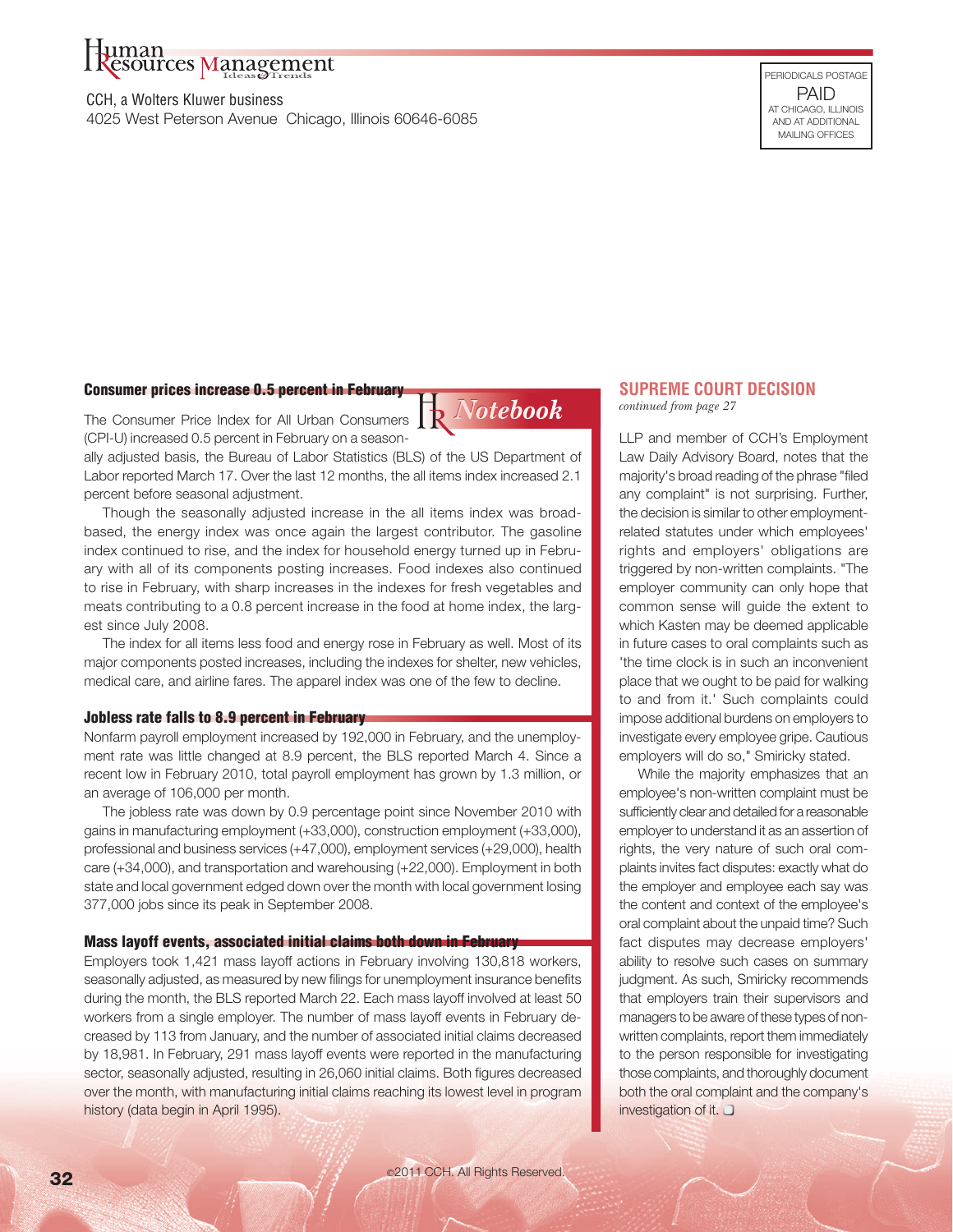Human Resources Management Ideas & Trends

CCH, a Wolters Kluwer business
4025 West Peterson Avenue Chicago, Illinois 60646-6085

PERIODICALS POSTAGE
PAID
AT CHICAGO, ILLINOIS
AND AT ADDITIONAL
MAILING OFFICES

## HR Notebook

### Consumer prices increase 0.5 percent in February

The Consumer Price Index for All Urban Consumers (CPI-U) increased 0.5 percent in February on a seasonally adjusted basis, the Bureau of Labor Statistics (BLS) of the US Department of Labor reported March 17. Over the last 12 months, the all items index increased 2.1 percent before seasonal adjustment.

Though the seasonally adjusted increase in the all items index was broad-based, the energy index was once again the largest contributor. The gasoline index continued to rise, and the index for household energy turned up in February with all of its components posting increases. Food indexes also continued to rise in February, with sharp increases in the indexes for fresh vegetables and meats contributing to a 0.8 percent increase in the food at home index, the largest since July 2008.

The index for all items less food and energy rose in February as well. Most of its major components posted increases, including the indexes for shelter, new vehicles, medical care, and airline fares. The apparel index was one of the few to decline.

### Jobless rate falls to 8.9 percent in February

Nonfarm payroll employment increased by 192,000 in February, and the unemployment rate was little changed at 8.9 percent, the BLS reported March 4. Since a recent low in February 2010, total payroll employment has grown by 1.3 million, or an average of 106,000 per month.

The jobless rate was down by 0.9 percentage point since November 2010 with gains in manufacturing employment (+33,000), construction employment (+33,000), professional and business services (+47,000), employment services (+29,000), health care (+34,000), and transportation and warehousing (+22,000). Employment in both state and local government edged down over the month with local government losing 377,000 jobs since its peak in September 2008.

### Mass layoff events, associated initial claims both down in February

Employers took 1,421 mass layoff actions in February involving 130,818 workers, seasonally adjusted, as measured by new filings for unemployment insurance benefits during the month, the BLS reported March 22. Each mass layoff involved at least 50 workers from a single employer. The number of mass layoff events in February decreased by 113 from January, and the number of associated initial claims decreased by 18,981. In February, 291 mass layoff events were reported in the manufacturing sector, seasonally adjusted, resulting in 26,060 initial claims. Both figures decreased over the month, with manufacturing initial claims reaching its lowest level in program history (data begin in April 1995).

## SUPREME COURT DECISION

*continued from page 27*

LLP and member of CCH's Employment Law Daily Advisory Board, notes that the majority's broad reading of the phrase "filed any complaint" is not surprising. Further, the decision is similar to other employment-related statutes under which employees' rights and employers' obligations are triggered by non-written complaints. "The employer community can only hope that common sense will guide the extent to which Kasten may be deemed applicable in future cases to oral complaints such as 'the time clock is in such an inconvenient place that we ought to be paid for walking to and from it.' Such complaints could impose additional burdens on employers to investigate every employee gripe. Cautious employers will do so," Smiricky stated.

While the majority emphasizes that an employee's non-written complaint must be sufficiently clear and detailed for a reasonable employer to understand it as an assertion of rights, the very nature of such oral complaints invites fact disputes: exactly what do the employer and employee each say was the content and context of the employee's oral complaint about the unpaid time? Such fact disputes may decrease employers' ability to resolve such cases on summary judgment. As such, Smiricky recommends that employers train their supervisors and managers to be aware of these types of non-written complaints, report them immediately to the person responsible for investigating those complaints, and thoroughly document both the oral complaint and the company's investigation of it. ❑

©2011 CCH. All Rights Reserved.